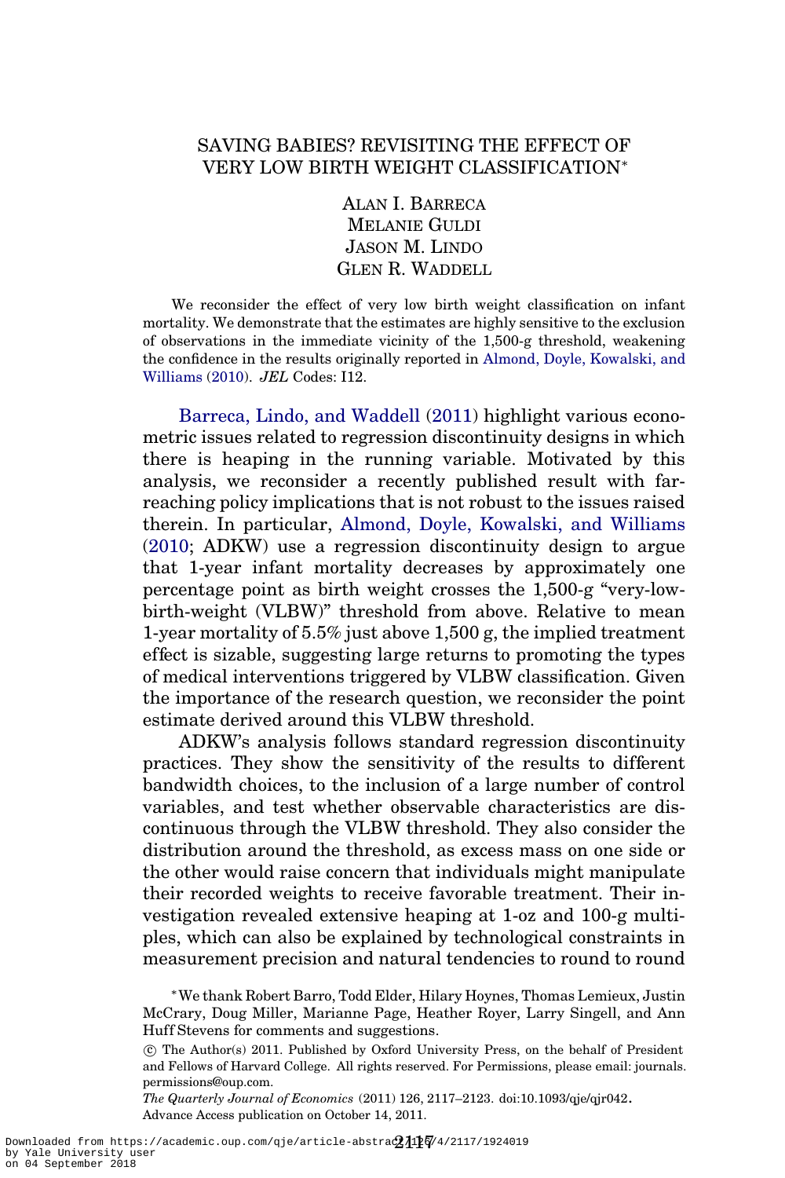# SAVING BABIES? REVISITING THE EFFECT OF VERY LOW BIRTH WEIGHT CLASSIFICATION*

ALAN I. BARRECA
MELANIE GULDI
JASON M. LINDO
GLEN R. WADDELL

We reconsider the effect of very low birth weight classification on infant mortality. We demonstrate that the estimates are highly sensitive to the exclusion of observations in the immediate vicinity of the 1,500-g threshold, weakening the confidence in the results originally reported in Almond, Doyle, Kowalski, and Williams (2010). *JEL* Codes: I12.

Barreca, Lindo, and Waddell (2011) highlight various econometric issues related to regression discontinuity designs in which there is heaping in the running variable. Motivated by this analysis, we reconsider a recently published result with far-reaching policy implications that is not robust to the issues raised therein. In particular, Almond, Doyle, Kowalski, and Williams (2010; ADKW) use a regression discontinuity design to argue that 1-year infant mortality decreases by approximately one percentage point as birth weight crosses the 1,500-g "very-low-birth-weight (VLBW)" threshold from above. Relative to mean 1-year mortality of 5.5% just above 1,500 g, the implied treatment effect is sizable, suggesting large returns to promoting the types of medical interventions triggered by VLBW classification. Given the importance of the research question, we reconsider the point estimate derived around this VLBW threshold.

ADKW's analysis follows standard regression discontinuity practices. They show the sensitivity of the results to different bandwidth choices, to the inclusion of a large number of control variables, and test whether observable characteristics are discontinuous through the VLBW threshold. They also consider the distribution around the threshold, as excess mass on one side or the other would raise concern that individuals might manipulate their recorded weights to receive favorable treatment. Their investigation revealed extensive heaping at 1-oz and 100-g multiples, which can also be explained by technological constraints in measurement precision and natural tendencies to round to round

*We thank Robert Barro, Todd Elder, Hilary Hoynes, Thomas Lemieux, Justin McCrary, Doug Miller, Marianne Page, Heather Royer, Larry Singell, and Ann Huff Stevens for comments and suggestions.

© The Author(s) 2011. Published by Oxford University Press, on the behalf of President and Fellows of Harvard College. All rights reserved. For Permissions, please email: journals.permissions@oup.com.

*The Quarterly Journal of Economics* (2011) 126, 2117–2123. doi:10.1093/qje/qjr042. Advance Access publication on October 14, 2011.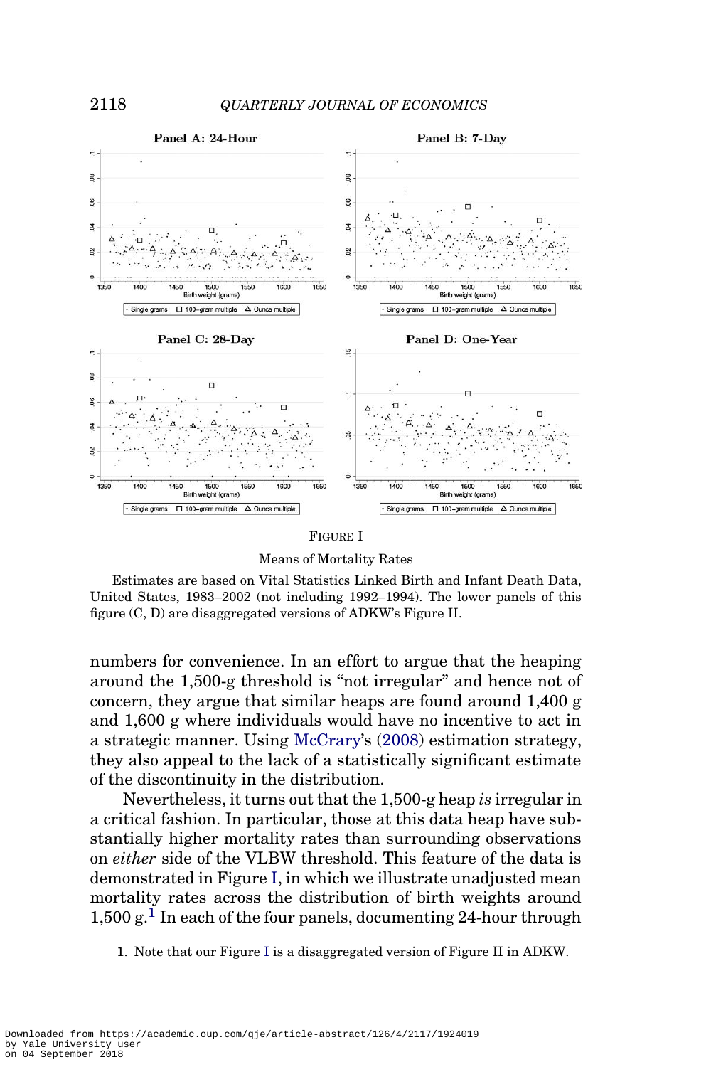FIGURE I

Means of Mortality Rates

Estimates are based on Vital Statistics Linked Birth and Infant Death Data, United States, 1983–2002 (not including 1992–1994). The lower panels of this figure (C, D) are disaggregated versions of ADKW's Figure II.

numbers for convenience. In an effort to argue that the heaping around the 1,500-g threshold is "not irregular" and hence not of concern, they argue that similar heaps are found around 1,400 g and 1,600 g where individuals would have no incentive to act in a strategic manner. Using McCrary's (2008) estimation strategy, they also appeal to the lack of a statistically significant estimate of the discontinuity in the distribution.

Nevertheless, it turns out that the 1,500-g heap *is* irregular in a critical fashion. In particular, those at this data heap have substantially higher mortality rates than surrounding observations on *either* side of the VLBW threshold. This feature of the data is demonstrated in Figure I, in which we illustrate unadjusted mean mortality rates across the distribution of birth weights around 1,500 g.[1] In each of the four panels, documenting 24-hour through

1. Note that our Figure I is a disaggregated version of Figure II in ADKW.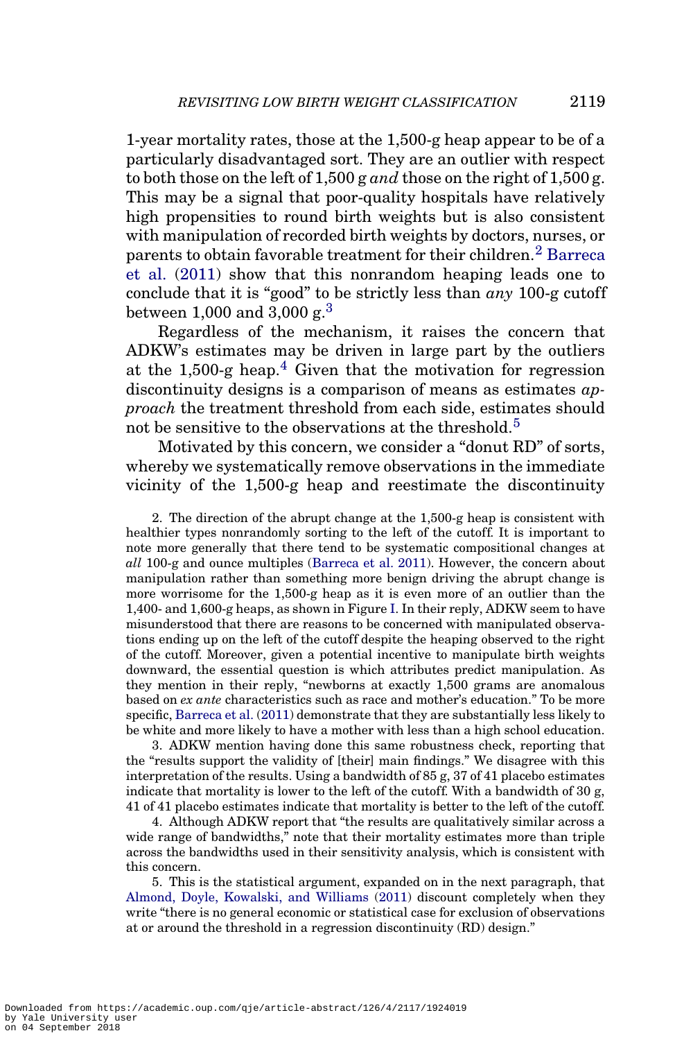1-year mortality rates, those at the 1,500-g heap appear to be of a particularly disadvantaged sort. They are an outlier with respect to both those on the left of 1,500 g *and* those on the right of 1,500 g. This may be a signal that poor-quality hospitals have relatively high propensities to round birth weights but is also consistent with manipulation of recorded birth weights by doctors, nurses, or parents to obtain favorable treatment for their children.[2] Barreca et al. (2011) show that this nonrandom heaping leads one to conclude that it is "good" to be strictly less than *any* 100-g cutoff between 1,000 and 3,000 g.[3]

Regardless of the mechanism, it raises the concern that ADKW's estimates may be driven in large part by the outliers at the 1,500-g heap.[4] Given that the motivation for regression discontinuity designs is a comparison of means as estimates *approach* the treatment threshold from each side, estimates should not be sensitive to the observations at the threshold.[5]

Motivated by this concern, we consider a "donut RD" of sorts, whereby we systematically remove observations in the immediate vicinity of the 1,500-g heap and reestimate the discontinuity

2. The direction of the abrupt change at the 1,500-g heap is consistent with healthier types nonrandomly sorting to the left of the cutoff. It is important to note more generally that there tend to be systematic compositional changes at *all* 100-g and ounce multiples (Barreca et al. 2011). However, the concern about manipulation rather than something more benign driving the abrupt change is more worrisome for the 1,500-g heap as it is even more of an outlier than the 1,400- and 1,600-g heaps, as shown in Figure I. In their reply, ADKW seem to have misunderstood that there are reasons to be concerned with manipulated observations ending up on the left of the cutoff despite the heaping observed to the right of the cutoff. Moreover, given a potential incentive to manipulate birth weights downward, the essential question is which attributes predict manipulation. As they mention in their reply, "newborns at exactly 1,500 grams are anomalous based on *ex ante* characteristics such as race and mother's education." To be more specific, Barreca et al. (2011) demonstrate that they are substantially less likely to be white and more likely to have a mother with less than a high school education.

3. ADKW mention having done this same robustness check, reporting that the "results support the validity of [their] main findings." We disagree with this interpretation of the results. Using a bandwidth of 85 g, 37 of 41 placebo estimates indicate that mortality is lower to the left of the cutoff. With a bandwidth of 30 g, 41 of 41 placebo estimates indicate that mortality is better to the left of the cutoff.

4. Although ADKW report that "the results are qualitatively similar across a wide range of bandwidths," note that their mortality estimates more than triple across the bandwidths used in their sensitivity analysis, which is consistent with this concern.

5. This is the statistical argument, expanded on in the next paragraph, that Almond, Doyle, Kowalski, and Williams (2011) discount completely when they write "there is no general economic or statistical case for exclusion of observations at or around the threshold in a regression discontinuity (RD) design."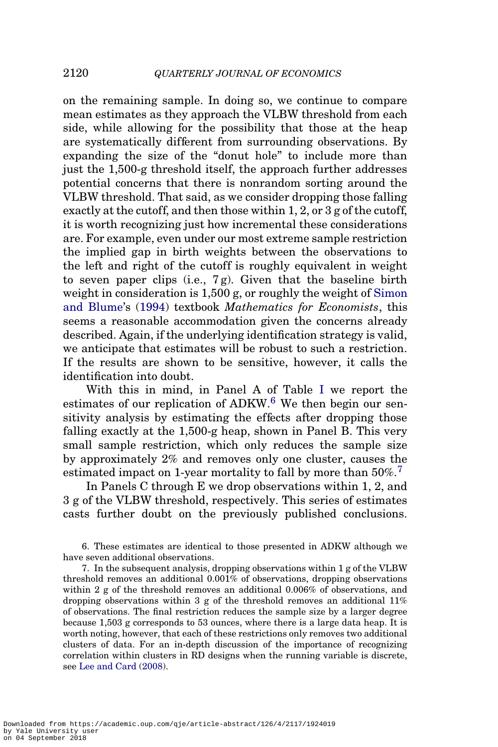on the remaining sample. In doing so, we continue to compare mean estimates as they approach the VLBW threshold from each side, while allowing for the possibility that those at the heap are systematically different from surrounding observations. By expanding the size of the "donut hole" to include more than just the 1,500-g threshold itself, the approach further addresses potential concerns that there is nonrandom sorting around the VLBW threshold. That said, as we consider dropping those falling exactly at the cutoff, and then those within 1, 2, or 3 g of the cutoff, it is worth recognizing just how incremental these considerations are. For example, even under our most extreme sample restriction the implied gap in birth weights between the observations to the left and right of the cutoff is roughly equivalent in weight to seven paper clips (i.e., 7 g). Given that the baseline birth weight in consideration is 1,500 g, or roughly the weight of Simon and Blume's (1994) textbook *Mathematics for Economists*, this seems a reasonable accommodation given the concerns already described. Again, if the underlying identification strategy is valid, we anticipate that estimates will be robust to such a restriction. If the results are shown to be sensitive, however, it calls the identification into doubt.

With this in mind, in Panel A of Table I we report the estimates of our replication of ADKW.[6] We then begin our sensitivity analysis by estimating the effects after dropping those falling exactly at the 1,500-g heap, shown in Panel B. This very small sample restriction, which only reduces the sample size by approximately 2% and removes only one cluster, causes the estimated impact on 1-year mortality to fall by more than 50%.[7]

In Panels C through E we drop observations within 1, 2, and 3 g of the VLBW threshold, respectively. This series of estimates casts further doubt on the previously published conclusions.

6. These estimates are identical to those presented in ADKW although we have seven additional observations.

7. In the subsequent analysis, dropping observations within 1 g of the VLBW threshold removes an additional 0.001% of observations, dropping observations within 2 g of the threshold removes an additional 0.006% of observations, and dropping observations within 3 g of the threshold removes an additional 11% of observations. The final restriction reduces the sample size by a larger degree because 1,503 g corresponds to 53 ounces, where there is a large data heap. It is worth noting, however, that each of these restrictions only removes two additional clusters of data. For an in-depth discussion of the importance of recognizing correlation within clusters in RD designs when the running variable is discrete, see Lee and Card (2008).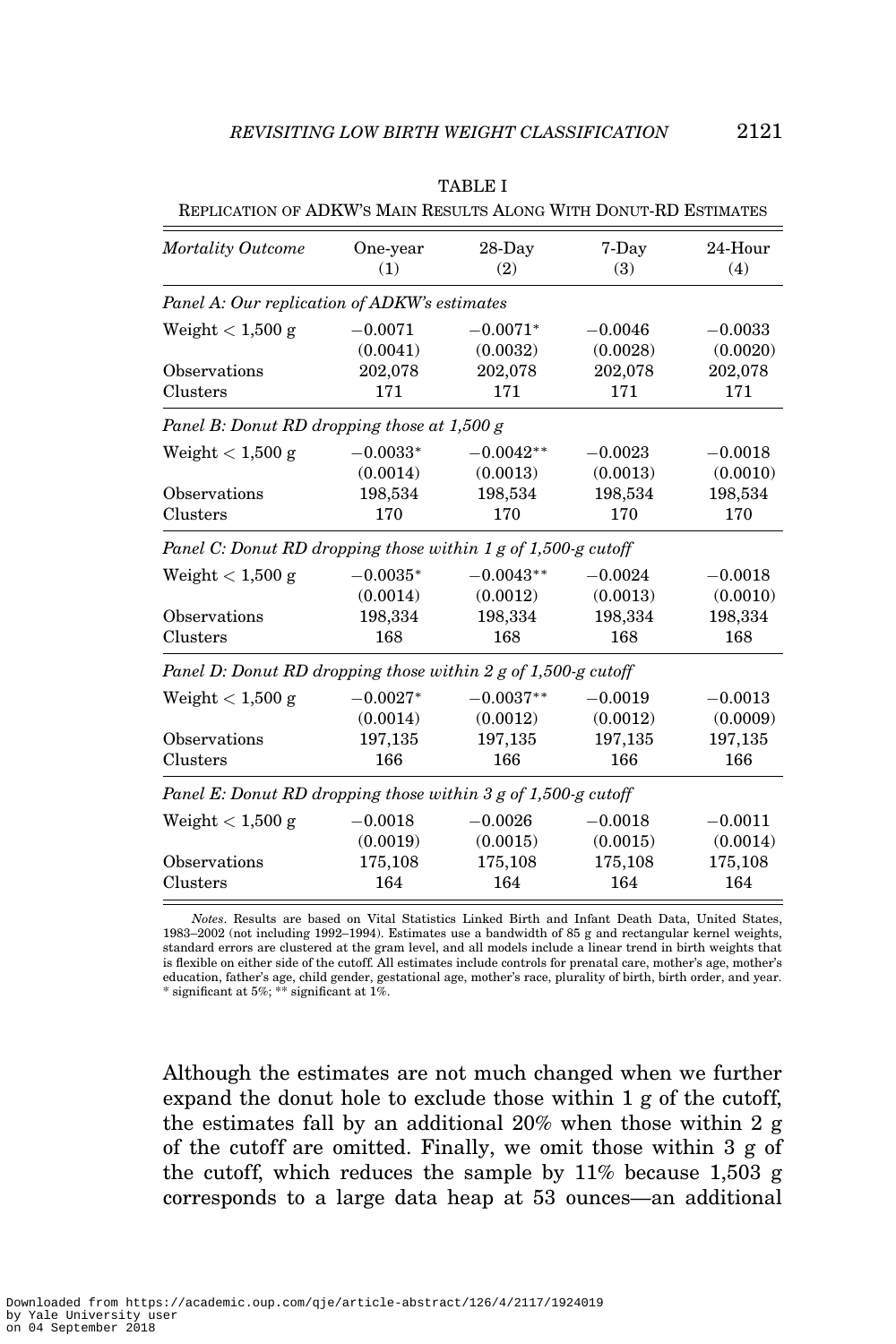TABLE I

REPLICATION OF ADKW'S MAIN RESULTS ALONG WITH DONUT-RD ESTIMATES

| *Mortality Outcome* | One-year (1) | 28-Day (2) | 7-Day (3) | 24-Hour (4) |
|---|---|---|---|---|
| *Panel A: Our replication of ADKW's estimates* | | | | |
| Weight < 1,500 g | −0.0071 | −0.0071* | −0.0046 | −0.0033 |
| | (0.0041) | (0.0032) | (0.0028) | (0.0020) |
| Observations | 202,078 | 202,078 | 202,078 | 202,078 |
| Clusters | 171 | 171 | 171 | 171 |
| *Panel B: Donut RD dropping those at 1,500 g* | | | | |
| Weight < 1,500 g | −0.0033* | −0.0042** | −0.0023 | −0.0018 |
| | (0.0014) | (0.0013) | (0.0013) | (0.0010) |
| Observations | 198,534 | 198,534 | 198,534 | 198,534 |
| Clusters | 170 | 170 | 170 | 170 |
| *Panel C: Donut RD dropping those within 1 g of 1,500-g cutoff* | | | | |
| Weight < 1,500 g | −0.0035* | −0.0043** | −0.0024 | −0.0018 |
| | (0.0014) | (0.0012) | (0.0013) | (0.0010) |
| Observations | 198,334 | 198,334 | 198,334 | 198,334 |
| Clusters | 168 | 168 | 168 | 168 |
| *Panel D: Donut RD dropping those within 2 g of 1,500-g cutoff* | | | | |
| Weight < 1,500 g | −0.0027* | −0.0037** | −0.0019 | −0.0013 |
| | (0.0014) | (0.0012) | (0.0012) | (0.0009) |
| Observations | 197,135 | 197,135 | 197,135 | 197,135 |
| Clusters | 166 | 166 | 166 | 166 |
| *Panel E: Donut RD dropping those within 3 g of 1,500-g cutoff* | | | | |
| Weight < 1,500 g | −0.0018 | −0.0026 | −0.0018 | −0.0011 |
| | (0.0019) | (0.0015) | (0.0015) | (0.0014) |
| Observations | 175,108 | 175,108 | 175,108 | 175,108 |
| Clusters | 164 | 164 | 164 | 164 |

*Notes*. Results are based on Vital Statistics Linked Birth and Infant Death Data, United States, 1983–2002 (not including 1992–1994). Estimates use a bandwidth of 85 g and rectangular kernel weights, standard errors are clustered at the gram level, and all models include a linear trend in birth weights that is flexible on either side of the cutoff. All estimates include controls for prenatal care, mother's age, mother's education, father's age, child gender, gestational age, mother's race, plurality of birth, birth order, and year. * significant at 5%; ** significant at 1%.

Although the estimates are not much changed when we further expand the donut hole to exclude those within 1 g of the cutoff, the estimates fall by an additional 20% when those within 2 g of the cutoff are omitted. Finally, we omit those within 3 g of the cutoff, which reduces the sample by 11% because 1,503 g corresponds to a large data heap at 53 ounces—an additional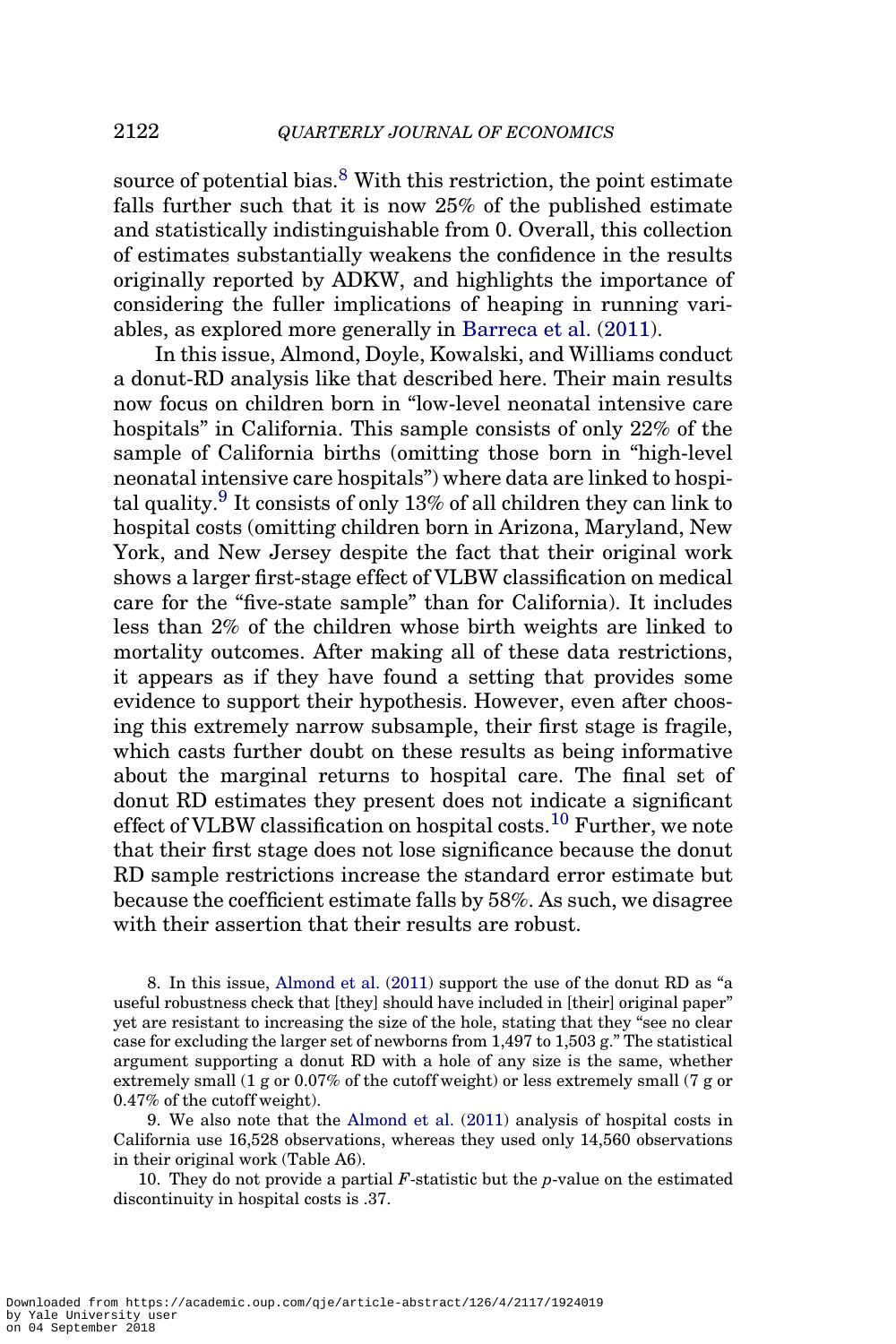source of potential bias.[8] With this restriction, the point estimate falls further such that it is now 25% of the published estimate and statistically indistinguishable from 0. Overall, this collection of estimates substantially weakens the confidence in the results originally reported by ADKW, and highlights the importance of considering the fuller implications of heaping in running variables, as explored more generally in Barreca et al. (2011).

In this issue, Almond, Doyle, Kowalski, and Williams conduct a donut-RD analysis like that described here. Their main results now focus on children born in "low-level neonatal intensive care hospitals" in California. This sample consists of only 22% of the sample of California births (omitting those born in "high-level neonatal intensive care hospitals") where data are linked to hospital quality.[9] It consists of only 13% of all children they can link to hospital costs (omitting children born in Arizona, Maryland, New York, and New Jersey despite the fact that their original work shows a larger first-stage effect of VLBW classification on medical care for the "five-state sample" than for California). It includes less than 2% of the children whose birth weights are linked to mortality outcomes. After making all of these data restrictions, it appears as if they have found a setting that provides some evidence to support their hypothesis. However, even after choosing this extremely narrow subsample, their first stage is fragile, which casts further doubt on these results as being informative about the marginal returns to hospital care. The final set of donut RD estimates they present does not indicate a significant effect of VLBW classification on hospital costs.[10] Further, we note that their first stage does not lose significance because the donut RD sample restrictions increase the standard error estimate but because the coefficient estimate falls by 58%. As such, we disagree with their assertion that their results are robust.

8. In this issue, Almond et al. (2011) support the use of the donut RD as "a useful robustness check that [they] should have included in [their] original paper" yet are resistant to increasing the size of the hole, stating that they "see no clear case for excluding the larger set of newborns from 1,497 to 1,503 g." The statistical argument supporting a donut RD with a hole of any size is the same, whether extremely small (1 g or 0.07% of the cutoff weight) or less extremely small (7 g or 0.47% of the cutoff weight).

9. We also note that the Almond et al. (2011) analysis of hospital costs in California use 16,528 observations, whereas they used only 14,560 observations in their original work (Table A6).

10. They do not provide a partial $F$-statistic but the $p$-value on the estimated discontinuity in hospital costs is .37.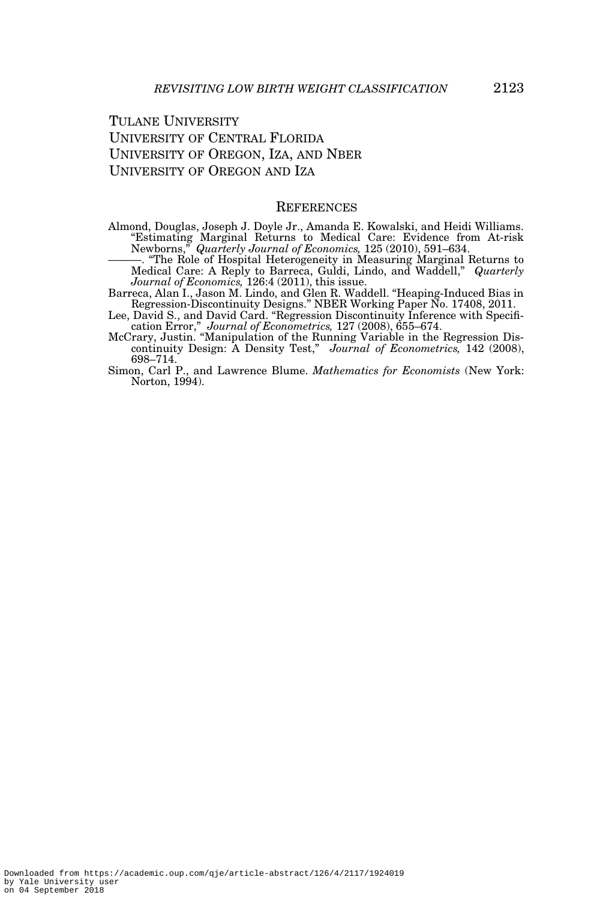Tulane University
University of Central Florida
University of Oregon, IZA, and NBER
University of Oregon and IZA

## References

Almond, Douglas, Joseph J. Doyle Jr., Amanda E. Kowalski, and Heidi Williams. "Estimating Marginal Returns to Medical Care: Evidence from At-risk Newborns," *Quarterly Journal of Economics,* 125 (2010), 591–634.

———. "The Role of Hospital Heterogeneity in Measuring Marginal Returns to Medical Care: A Reply to Barreca, Guldi, Lindo, and Waddell," *Quarterly Journal of Economics,* 126:4 (2011), this issue.

Barreca, Alan I., Jason M. Lindo, and Glen R. Waddell. "Heaping-Induced Bias in Regression-Discontinuity Designs." NBER Working Paper No. 17408, 2011.

Lee, David S., and David Card. "Regression Discontinuity Inference with Specification Error," *Journal of Econometrics,* 127 (2008), 655–674.

McCrary, Justin. "Manipulation of the Running Variable in the Regression Discontinuity Design: A Density Test," *Journal of Econometrics,* 142 (2008), 698–714.

Simon, Carl P., and Lawrence Blume. *Mathematics for Economists* (New York: Norton, 1994).

Downloaded from https://academic.oup.com/qje/article-abstract/126/4/2117/1924019 by Yale University user on 04 September 2018